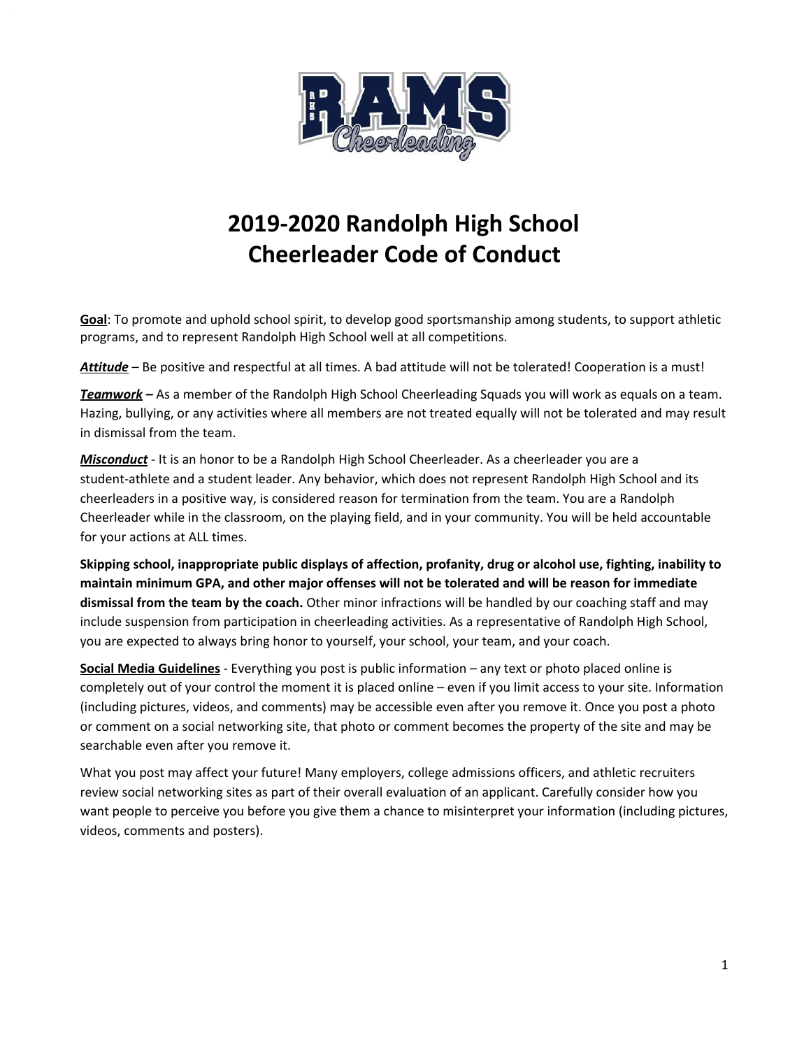# 2019-2020 Randolph High School Cheerleader Code of Conduct

**Goal**: To promote and uphold school spirit, to develop good sportsmanship among students, to support athletic programs, and to represent Randolph High School well at all competitions.

***Attitude*** – Be positive and respectful at all times. A bad attitude will not be tolerated! Cooperation is a must!

***Teamwork*** **–** As a member of the Randolph High School Cheerleading Squads you will work as equals on a team. Hazing, bullying, or any activities where all members are not treated equally will not be tolerated and may result in dismissal from the team.

***Misconduct*** - It is an honor to be a Randolph High School Cheerleader. As a cheerleader you are a student-athlete and a student leader. Any behavior, which does not represent Randolph High School and its cheerleaders in a positive way, is considered reason for termination from the team. You are a Randolph Cheerleader while in the classroom, on the playing field, and in your community. You will be held accountable for your actions at ALL times.

**Skipping school, inappropriate public displays of affection, profanity, drug or alcohol use, fighting, inability to maintain minimum GPA, and other major offenses will not be tolerated and will be reason for immediate dismissal from the team by the coach.** Other minor infractions will be handled by our coaching staff and may include suspension from participation in cheerleading activities. As a representative of Randolph High School, you are expected to always bring honor to yourself, your school, your team, and your coach.

**Social Media Guidelines** - Everything you post is public information – any text or photo placed online is completely out of your control the moment it is placed online – even if you limit access to your site. Information (including pictures, videos, and comments) may be accessible even after you remove it. Once you post a photo or comment on a social networking site, that photo or comment becomes the property of the site and may be searchable even after you remove it.

What you post may affect your future! Many employers, college admissions officers, and athletic recruiters review social networking sites as part of their overall evaluation of an applicant. Carefully consider how you want people to perceive you before you give them a chance to misinterpret your information (including pictures, videos, comments and posters).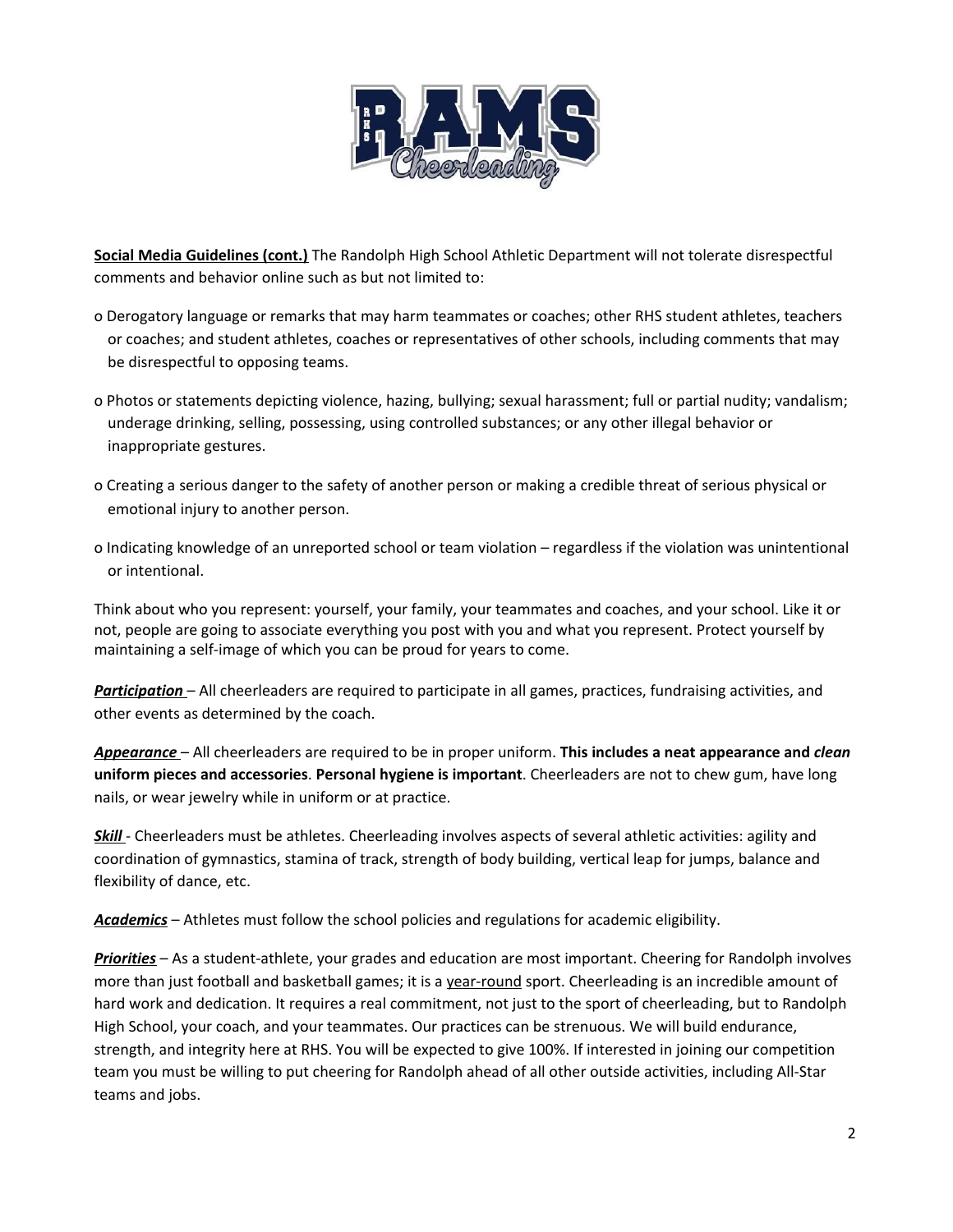**<u>Social Media Guidelines (cont.)</u>** The Randolph High School Athletic Department will not tolerate disrespectful comments and behavior online such as but not limited to:

- Derogatory language or remarks that may harm teammates or coaches; other RHS student athletes, teachers or coaches; and student athletes, coaches or representatives of other schools, including comments that may be disrespectful to opposing teams.
- Photos or statements depicting violence, hazing, bullying; sexual harassment; full or partial nudity; vandalism; underage drinking, selling, possessing, using controlled substances; or any other illegal behavior or inappropriate gestures.
- Creating a serious danger to the safety of another person or making a credible threat of serious physical or emotional injury to another person.
- Indicating knowledge of an unreported school or team violation – regardless if the violation was unintentional or intentional.

Think about who you represent: yourself, your family, your teammates and coaches, and your school. Like it or not, people are going to associate everything you post with you and what you represent. Protect yourself by maintaining a self-image of which you can be proud for years to come.

***<u>Participation</u>*** – All cheerleaders are required to participate in all games, practices, fundraising activities, and other events as determined by the coach.

***<u>Appearance</u>*** – All cheerleaders are required to be in proper uniform. **This includes a neat appearance and *clean* uniform pieces and accessories**. **Personal hygiene is important**. Cheerleaders are not to chew gum, have long nails, or wear jewelry while in uniform or at practice.

***<u>Skill</u>*** - Cheerleaders must be athletes. Cheerleading involves aspects of several athletic activities: agility and coordination of gymnastics, stamina of track, strength of body building, vertical leap for jumps, balance and flexibility of dance, etc.

***<u>Academics</u>*** – Athletes must follow the school policies and regulations for academic eligibility.

***<u>Priorities</u>*** – As a student-athlete, your grades and education are most important. Cheering for Randolph involves more than just football and basketball games; it is a <u>year-round</u> sport. Cheerleading is an incredible amount of hard work and dedication. It requires a real commitment, not just to the sport of cheerleading, but to Randolph High School, your coach, and your teammates. Our practices can be strenuous. We will build endurance, strength, and integrity here at RHS. You will be expected to give 100%. If interested in joining our competition team you must be willing to put cheering for Randolph ahead of all other outside activities, including All-Star teams and jobs.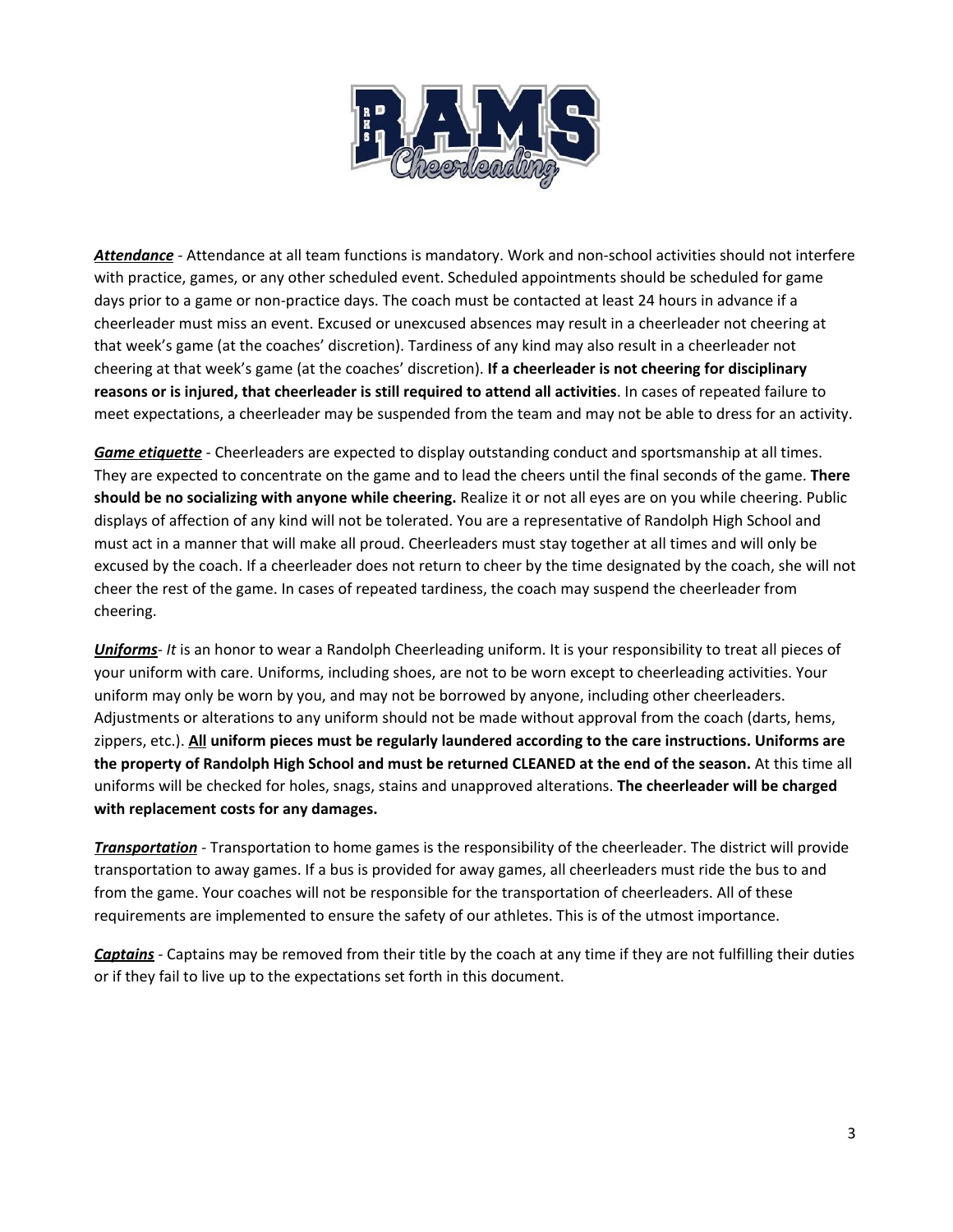***<u>Attendance</u>*** - Attendance at all team functions is mandatory. Work and non-school activities should not interfere with practice, games, or any other scheduled event. Scheduled appointments should be scheduled for game days prior to a game or non-practice days. The coach must be contacted at least 24 hours in advance if a cheerleader must miss an event. Excused or unexcused absences may result in a cheerleader not cheering at that week's game (at the coaches' discretion). Tardiness of any kind may also result in a cheerleader not cheering at that week's game (at the coaches' discretion). **If a cheerleader is not cheering for disciplinary reasons or is injured, that cheerleader is still required to attend all activities**. In cases of repeated failure to meet expectations, a cheerleader may be suspended from the team and may not be able to dress for an activity.

***<u>Game etiquette</u>*** - Cheerleaders are expected to display outstanding conduct and sportsmanship at all times. They are expected to concentrate on the game and to lead the cheers until the final seconds of the game. **There should be no socializing with anyone while cheering.** Realize it or not all eyes are on you while cheering. Public displays of affection of any kind will not be tolerated. You are a representative of Randolph High School and must act in a manner that will make all proud. Cheerleaders must stay together at all times and will only be excused by the coach. If a cheerleader does not return to cheer by the time designated by the coach, she will not cheer the rest of the game. In cases of repeated tardiness, the coach may suspend the cheerleader from cheering.

***<u>Uniforms</u>***- *It* is an honor to wear a Randolph Cheerleading uniform. It is your responsibility to treat all pieces of your uniform with care. Uniforms, including shoes, are not to be worn except to cheerleading activities. Your uniform may only be worn by you, and may not be borrowed by anyone, including other cheerleaders. Adjustments or alterations to any uniform should not be made without approval from the coach (darts, hems, zippers, etc.). **<u>All</u> uniform pieces must be regularly laundered according to the care instructions. Uniforms are the property of Randolph High School and must be returned CLEANED at the end of the season.** At this time all uniforms will be checked for holes, snags, stains and unapproved alterations. **The cheerleader will be charged with replacement costs for any damages.**

***<u>Transportation</u>*** - Transportation to home games is the responsibility of the cheerleader. The district will provide transportation to away games. If a bus is provided for away games, all cheerleaders must ride the bus to and from the game. Your coaches will not be responsible for the transportation of cheerleaders. All of these requirements are implemented to ensure the safety of our athletes. This is of the utmost importance.

***<u>Captains</u>*** - Captains may be removed from their title by the coach at any time if they are not fulfilling their duties or if they fail to live up to the expectations set forth in this document.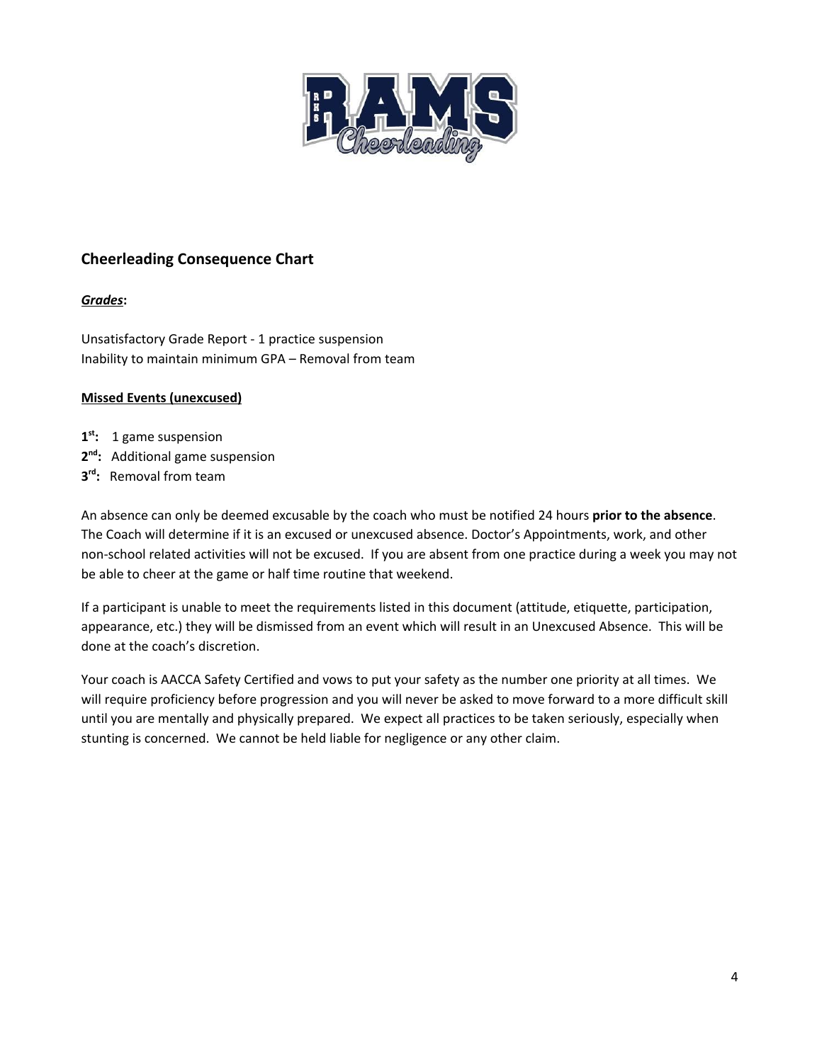## Cheerleading Consequence Chart

***Grades*:**

Unsatisfactory Grade Report - 1 practice suspension
Inability to maintain minimum GPA – Removal from team

**Missed Events (unexcused)**

**1st:** 1 game suspension
**2nd:** Additional game suspension
**3rd:** Removal from team

An absence can only be deemed excusable by the coach who must be notified 24 hours **prior to the absence**. The Coach will determine if it is an excused or unexcused absence. Doctor's Appointments, work, and other non-school related activities will not be excused. If you are absent from one practice during a week you may not be able to cheer at the game or half time routine that weekend.

If a participant is unable to meet the requirements listed in this document (attitude, etiquette, participation, appearance, etc.) they will be dismissed from an event which will result in an Unexcused Absence. This will be done at the coach's discretion.

Your coach is AACCA Safety Certified and vows to put your safety as the number one priority at all times. We will require proficiency before progression and you will never be asked to move forward to a more difficult skill until you are mentally and physically prepared. We expect all practices to be taken seriously, especially when stunting is concerned. We cannot be held liable for negligence or any other claim.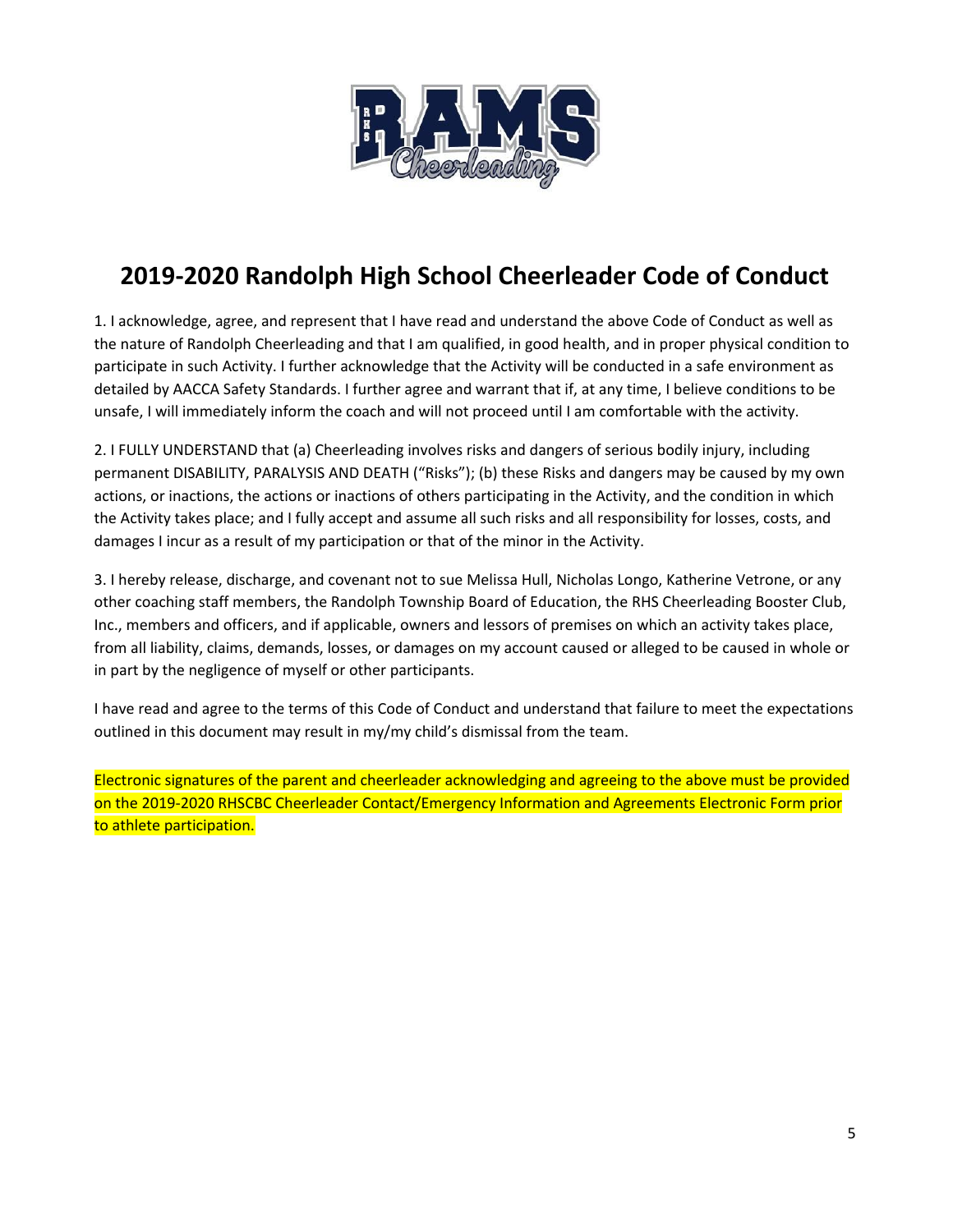# 2019-2020 Randolph High School Cheerleader Code of Conduct

1. I acknowledge, agree, and represent that I have read and understand the above Code of Conduct as well as the nature of Randolph Cheerleading and that I am qualified, in good health, and in proper physical condition to participate in such Activity. I further acknowledge that the Activity will be conducted in a safe environment as detailed by AACCA Safety Standards. I further agree and warrant that if, at any time, I believe conditions to be unsafe, I will immediately inform the coach and will not proceed until I am comfortable with the activity.

2. I FULLY UNDERSTAND that (a) Cheerleading involves risks and dangers of serious bodily injury, including permanent DISABILITY, PARALYSIS AND DEATH ("Risks"); (b) these Risks and dangers may be caused by my own actions, or inactions, the actions or inactions of others participating in the Activity, and the condition in which the Activity takes place; and I fully accept and assume all such risks and all responsibility for losses, costs, and damages I incur as a result of my participation or that of the minor in the Activity.

3. I hereby release, discharge, and covenant not to sue Melissa Hull, Nicholas Longo, Katherine Vetrone, or any other coaching staff members, the Randolph Township Board of Education, the RHS Cheerleading Booster Club, Inc., members and officers, and if applicable, owners and lessors of premises on which an activity takes place, from all liability, claims, demands, losses, or damages on my account caused or alleged to be caused in whole or in part by the negligence of myself or other participants.

I have read and agree to the terms of this Code of Conduct and understand that failure to meet the expectations outlined in this document may result in my/my child's dismissal from the team.

Electronic signatures of the parent and cheerleader acknowledging and agreeing to the above must be provided on the 2019-2020 RHSCBC Cheerleader Contact/Emergency Information and Agreements Electronic Form prior to athlete participation.